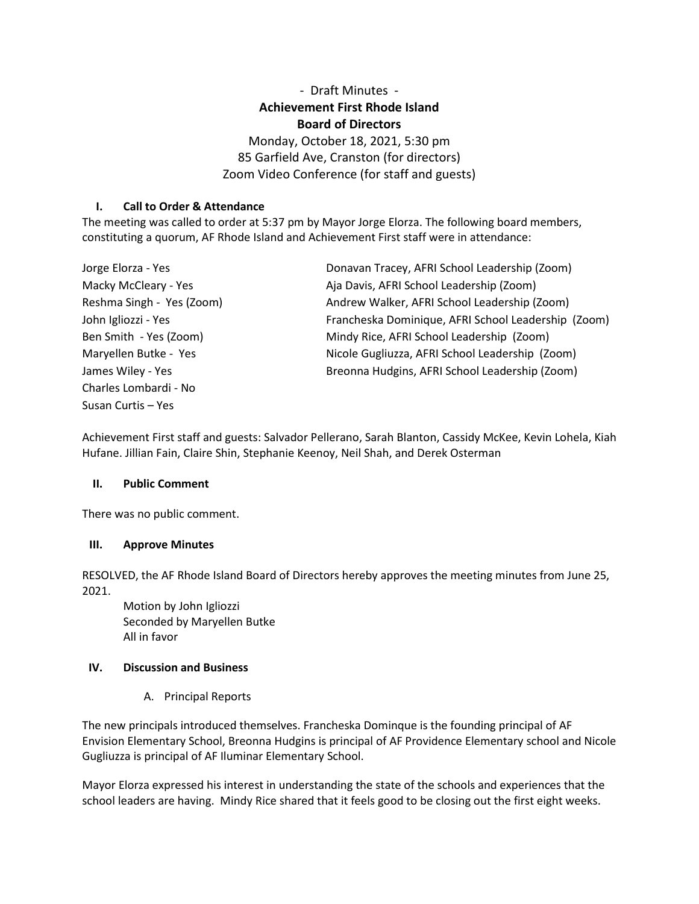- Draft Minutes -

**Achievement First Rhode Island**
**Board of Directors**

Monday, October 18, 2021, 5:30 pm
85 Garfield Ave, Cranston (for directors)
Zoom Video Conference (for staff and guests)

## I. Call to Order & Attendance

The meeting was called to order at 5:37 pm by Mayor Jorge Elorza. The following board members, constituting a quorum, AF Rhode Island and Achievement First staff were in attendance:

Jorge Elorza - Yes
Macky McCleary - Yes
Reshma Singh - Yes (Zoom)
John Igliozzi - Yes
Ben Smith - Yes (Zoom)
Maryellen Butke - Yes
James Wiley - Yes
Charles Lombardi - No
Susan Curtis – Yes

Donavan Tracey, AFRI School Leadership (Zoom)
Aja Davis, AFRI School Leadership (Zoom)
Andrew Walker, AFRI School Leadership (Zoom)
Francheska Dominique, AFRI School Leadership (Zoom)
Mindy Rice, AFRI School Leadership (Zoom)
Nicole Gugliuzza, AFRI School Leadership (Zoom)
Breonna Hudgins, AFRI School Leadership (Zoom)

Achievement First staff and guests: Salvador Pellerano, Sarah Blanton, Cassidy McKee, Kevin Lohela, Kiah Hufane. Jillian Fain, Claire Shin, Stephanie Keenoy, Neil Shah, and Derek Osterman

## II. Public Comment

There was no public comment.

## III. Approve Minutes

RESOLVED, the AF Rhode Island Board of Directors hereby approves the meeting minutes from June 25, 2021.

Motion by John Igliozzi
Seconded by Maryellen Butke
All in favor

## IV. Discussion and Business

A. Principal Reports

The new principals introduced themselves. Francheska Dominque is the founding principal of AF Envision Elementary School, Breonna Hudgins is principal of AF Providence Elementary school and Nicole Gugliuzza is principal of AF Iluminar Elementary School.

Mayor Elorza expressed his interest in understanding the state of the schools and experiences that the school leaders are having. Mindy Rice shared that it feels good to be closing out the first eight weeks.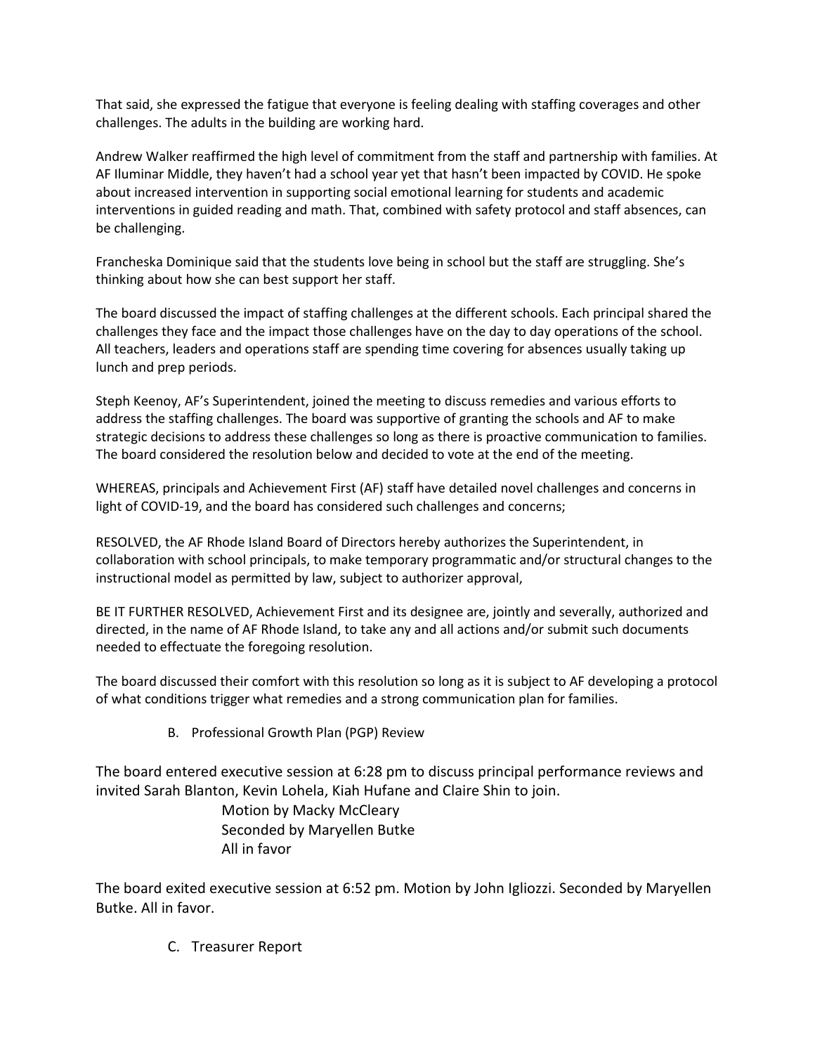That said, she expressed the fatigue that everyone is feeling dealing with staffing coverages and other challenges. The adults in the building are working hard.

Andrew Walker reaffirmed the high level of commitment from the staff and partnership with families. At AF Iluminar Middle, they haven't had a school year yet that hasn't been impacted by COVID. He spoke about increased intervention in supporting social emotional learning for students and academic interventions in guided reading and math. That, combined with safety protocol and staff absences, can be challenging.

Francheska Dominique said that the students love being in school but the staff are struggling. She's thinking about how she can best support her staff.

The board discussed the impact of staffing challenges at the different schools. Each principal shared the challenges they face and the impact those challenges have on the day to day operations of the school. All teachers, leaders and operations staff are spending time covering for absences usually taking up lunch and prep periods.

Steph Keenoy, AF's Superintendent, joined the meeting to discuss remedies and various efforts to address the staffing challenges. The board was supportive of granting the schools and AF to make strategic decisions to address these challenges so long as there is proactive communication to families. The board considered the resolution below and decided to vote at the end of the meeting.

WHEREAS, principals and Achievement First (AF) staff have detailed novel challenges and concerns in light of COVID-19, and the board has considered such challenges and concerns;

RESOLVED, the AF Rhode Island Board of Directors hereby authorizes the Superintendent, in collaboration with school principals, to make temporary programmatic and/or structural changes to the instructional model as permitted by law, subject to authorizer approval,

BE IT FURTHER RESOLVED, Achievement First and its designee are, jointly and severally, authorized and directed, in the name of AF Rhode Island, to take any and all actions and/or submit such documents needed to effectuate the foregoing resolution.

The board discussed their comfort with this resolution so long as it is subject to AF developing a protocol of what conditions trigger what remedies and a strong communication plan for families.

B. Professional Growth Plan (PGP) Review

The board entered executive session at 6:28 pm to discuss principal performance reviews and invited Sarah Blanton, Kevin Lohela, Kiah Hufane and Claire Shin to join.

Motion by Macky McCleary
Seconded by Maryellen Butke
All in favor

The board exited executive session at 6:52 pm. Motion by John Igliozzi. Seconded by Maryellen Butke. All in favor.

C. Treasurer Report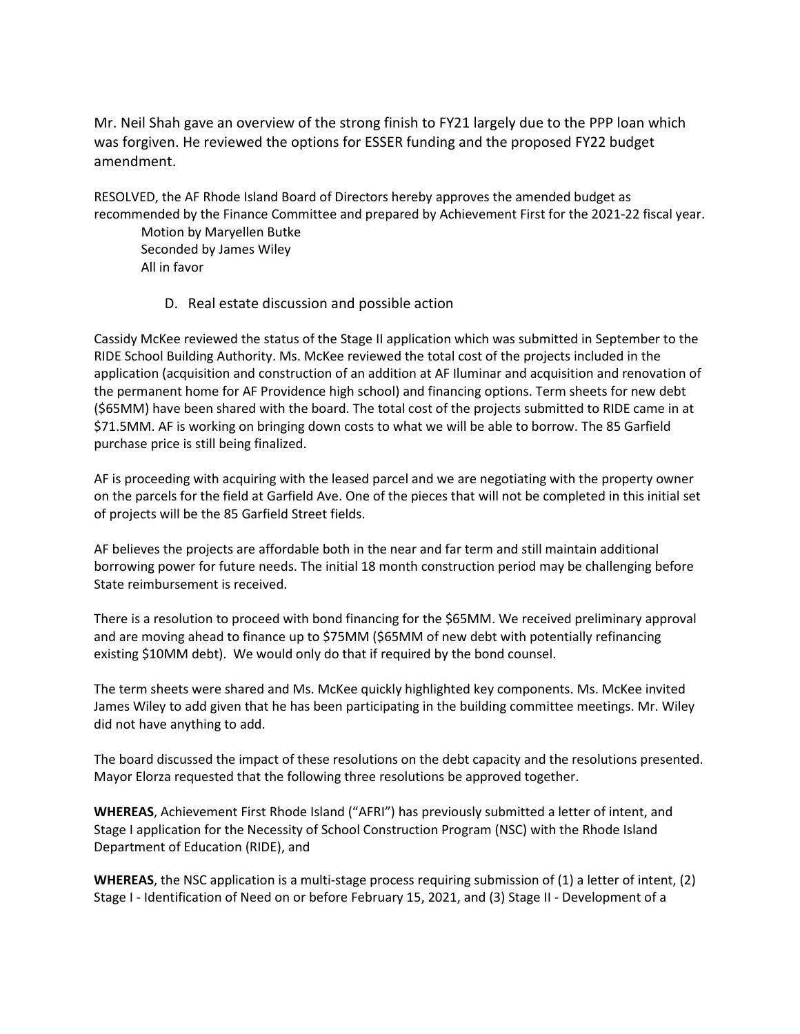Mr. Neil Shah gave an overview of the strong finish to FY21 largely due to the PPP loan which was forgiven. He reviewed the options for ESSER funding and the proposed FY22 budget amendment.

RESOLVED, the AF Rhode Island Board of Directors hereby approves the amended budget as recommended by the Finance Committee and prepared by Achievement First for the 2021-22 fiscal year.

Motion by Maryellen Butke
Seconded by James Wiley
All in favor

D. Real estate discussion and possible action

Cassidy McKee reviewed the status of the Stage II application which was submitted in September to the RIDE School Building Authority. Ms. McKee reviewed the total cost of the projects included in the application (acquisition and construction of an addition at AF Iluminar and acquisition and renovation of the permanent home for AF Providence high school) and financing options. Term sheets for new debt ($65MM) have been shared with the board. The total cost of the projects submitted to RIDE came in at $71.5MM. AF is working on bringing down costs to what we will be able to borrow. The 85 Garfield purchase price is still being finalized.

AF is proceeding with acquiring with the leased parcel and we are negotiating with the property owner on the parcels for the field at Garfield Ave. One of the pieces that will not be completed in this initial set of projects will be the 85 Garfield Street fields.

AF believes the projects are affordable both in the near and far term and still maintain additional borrowing power for future needs. The initial 18 month construction period may be challenging before State reimbursement is received.

There is a resolution to proceed with bond financing for the $65MM. We received preliminary approval and are moving ahead to finance up to $75MM ($65MM of new debt with potentially refinancing existing $10MM debt). We would only do that if required by the bond counsel.

The term sheets were shared and Ms. McKee quickly highlighted key components. Ms. McKee invited James Wiley to add given that he has been participating in the building committee meetings. Mr. Wiley did not have anything to add.

The board discussed the impact of these resolutions on the debt capacity and the resolutions presented. Mayor Elorza requested that the following three resolutions be approved together.

**WHEREAS**, Achievement First Rhode Island ("AFRI") has previously submitted a letter of intent, and Stage I application for the Necessity of School Construction Program (NSC) with the Rhode Island Department of Education (RIDE), and

**WHEREAS**, the NSC application is a multi-stage process requiring submission of (1) a letter of intent, (2) Stage I - Identification of Need on or before February 15, 2021, and (3) Stage II - Development of a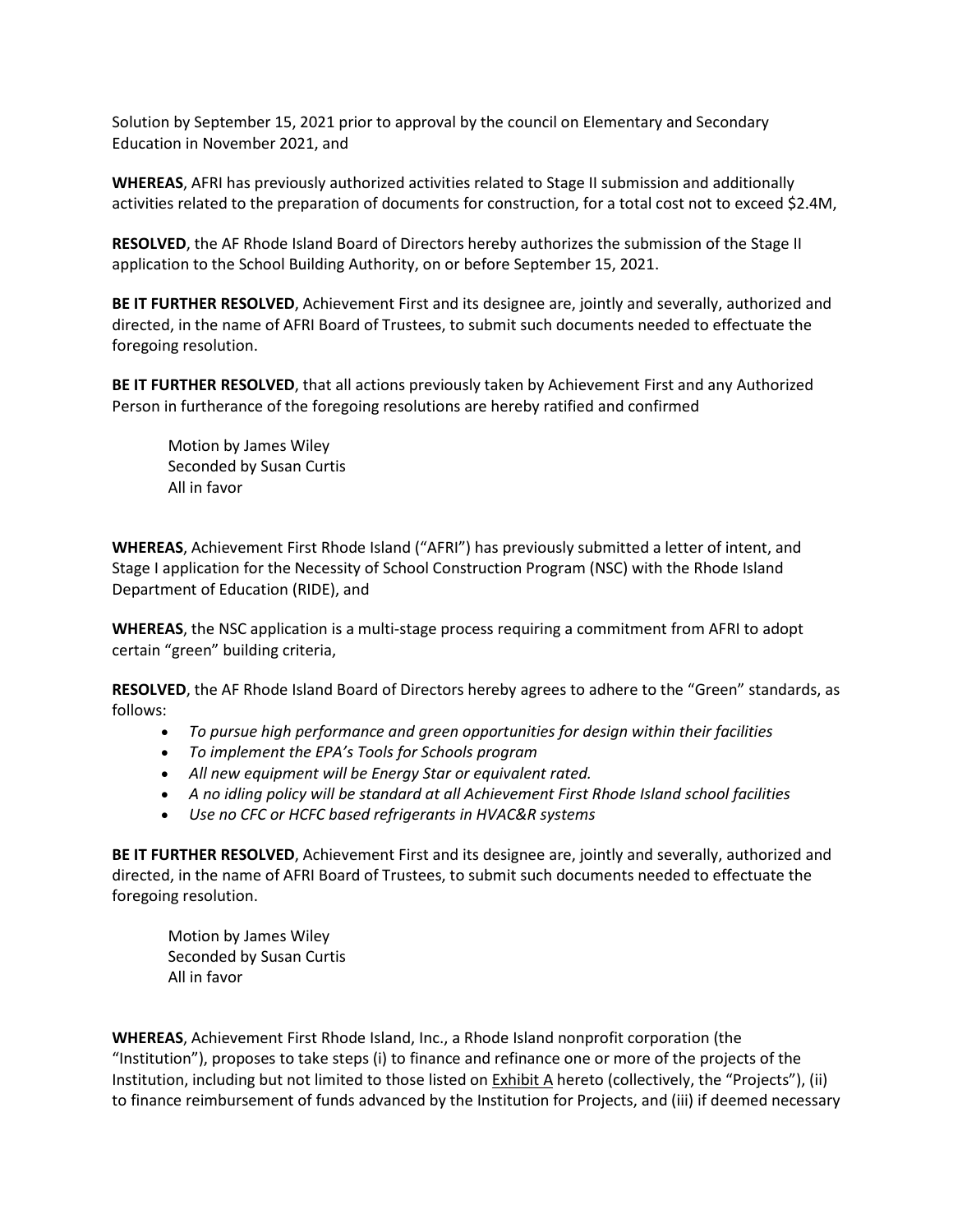Solution by September 15, 2021 prior to approval by the council on Elementary and Secondary Education in November 2021, and

**WHEREAS**, AFRI has previously authorized activities related to Stage II submission and additionally activities related to the preparation of documents for construction, for a total cost not to exceed $2.4M,

**RESOLVED**, the AF Rhode Island Board of Directors hereby authorizes the submission of the Stage II application to the School Building Authority, on or before September 15, 2021.

**BE IT FURTHER RESOLVED**, Achievement First and its designee are, jointly and severally, authorized and directed, in the name of AFRI Board of Trustees, to submit such documents needed to effectuate the foregoing resolution.

**BE IT FURTHER RESOLVED**, that all actions previously taken by Achievement First and any Authorized Person in furtherance of the foregoing resolutions are hereby ratified and confirmed

Motion by James Wiley
Seconded by Susan Curtis
All in favor

**WHEREAS**, Achievement First Rhode Island ("AFRI") has previously submitted a letter of intent, and Stage I application for the Necessity of School Construction Program (NSC) with the Rhode Island Department of Education (RIDE), and

**WHEREAS**, the NSC application is a multi-stage process requiring a commitment from AFRI to adopt certain "green" building criteria,

**RESOLVED**, the AF Rhode Island Board of Directors hereby agrees to adhere to the "Green" standards, as follows:

- *To pursue high performance and green opportunities for design within their facilities*
- *To implement the EPA's Tools for Schools program*
- *All new equipment will be Energy Star or equivalent rated.*
- *A no idling policy will be standard at all Achievement First Rhode Island school facilities*
- *Use no CFC or HCFC based refrigerants in HVAC&R systems*

**BE IT FURTHER RESOLVED**, Achievement First and its designee are, jointly and severally, authorized and directed, in the name of AFRI Board of Trustees, to submit such documents needed to effectuate the foregoing resolution.

Motion by James Wiley
Seconded by Susan Curtis
All in favor

**WHEREAS**, Achievement First Rhode Island, Inc., a Rhode Island nonprofit corporation (the "Institution"), proposes to take steps (i) to finance and refinance one or more of the projects of the Institution, including but not limited to those listed on Exhibit A hereto (collectively, the "Projects"), (ii) to finance reimbursement of funds advanced by the Institution for Projects, and (iii) if deemed necessary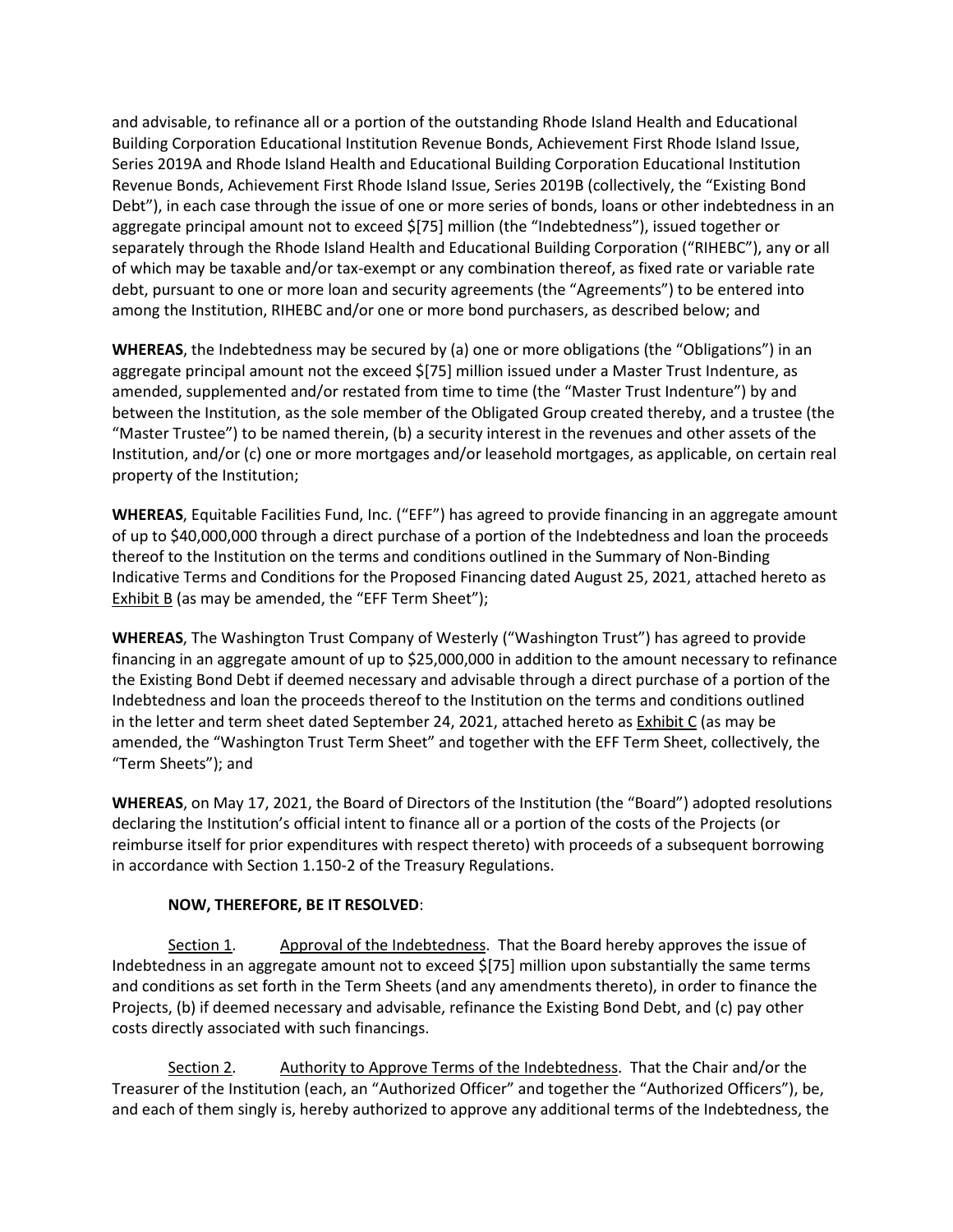and advisable, to refinance all or a portion of the outstanding Rhode Island Health and Educational Building Corporation Educational Institution Revenue Bonds, Achievement First Rhode Island Issue, Series 2019A and Rhode Island Health and Educational Building Corporation Educational Institution Revenue Bonds, Achievement First Rhode Island Issue, Series 2019B (collectively, the "Existing Bond Debt"), in each case through the issue of one or more series of bonds, loans or other indebtedness in an aggregate principal amount not to exceed $[75] million (the "Indebtedness"), issued together or separately through the Rhode Island Health and Educational Building Corporation ("RIHEBC"), any or all of which may be taxable and/or tax-exempt or any combination thereof, as fixed rate or variable rate debt, pursuant to one or more loan and security agreements (the "Agreements") to be entered into among the Institution, RIHEBC and/or one or more bond purchasers, as described below; and

**WHEREAS**, the Indebtedness may be secured by (a) one or more obligations (the "Obligations") in an aggregate principal amount not the exceed $[75] million issued under a Master Trust Indenture, as amended, supplemented and/or restated from time to time (the "Master Trust Indenture") by and between the Institution, as the sole member of the Obligated Group created thereby, and a trustee (the "Master Trustee") to be named therein, (b) a security interest in the revenues and other assets of the Institution, and/or (c) one or more mortgages and/or leasehold mortgages, as applicable, on certain real property of the Institution;

**WHEREAS**, Equitable Facilities Fund, Inc. ("EFF") has agreed to provide financing in an aggregate amount of up to $40,000,000 through a direct purchase of a portion of the Indebtedness and loan the proceeds thereof to the Institution on the terms and conditions outlined in the Summary of Non-Binding Indicative Terms and Conditions for the Proposed Financing dated August 25, 2021, attached hereto as Exhibit B (as may be amended, the "EFF Term Sheet");

**WHEREAS**, The Washington Trust Company of Westerly ("Washington Trust") has agreed to provide financing in an aggregate amount of up to $25,000,000 in addition to the amount necessary to refinance the Existing Bond Debt if deemed necessary and advisable through a direct purchase of a portion of the Indebtedness and loan the proceeds thereof to the Institution on the terms and conditions outlined in the letter and term sheet dated September 24, 2021, attached hereto as Exhibit C (as may be amended, the "Washington Trust Term Sheet" and together with the EFF Term Sheet, collectively, the "Term Sheets"); and

**WHEREAS**, on May 17, 2021, the Board of Directors of the Institution (the "Board") adopted resolutions declaring the Institution's official intent to finance all or a portion of the costs of the Projects (or reimburse itself for prior expenditures with respect thereto) with proceeds of a subsequent borrowing in accordance with Section 1.150-2 of the Treasury Regulations.

**NOW, THEREFORE, BE IT RESOLVED**:

Section 1. Approval of the Indebtedness. That the Board hereby approves the issue of Indebtedness in an aggregate amount not to exceed $[75] million upon substantially the same terms and conditions as set forth in the Term Sheets (and any amendments thereto), in order to finance the Projects, (b) if deemed necessary and advisable, refinance the Existing Bond Debt, and (c) pay other costs directly associated with such financings.

Section 2. Authority to Approve Terms of the Indebtedness. That the Chair and/or the Treasurer of the Institution (each, an "Authorized Officer" and together the "Authorized Officers"), be, and each of them singly is, hereby authorized to approve any additional terms of the Indebtedness, the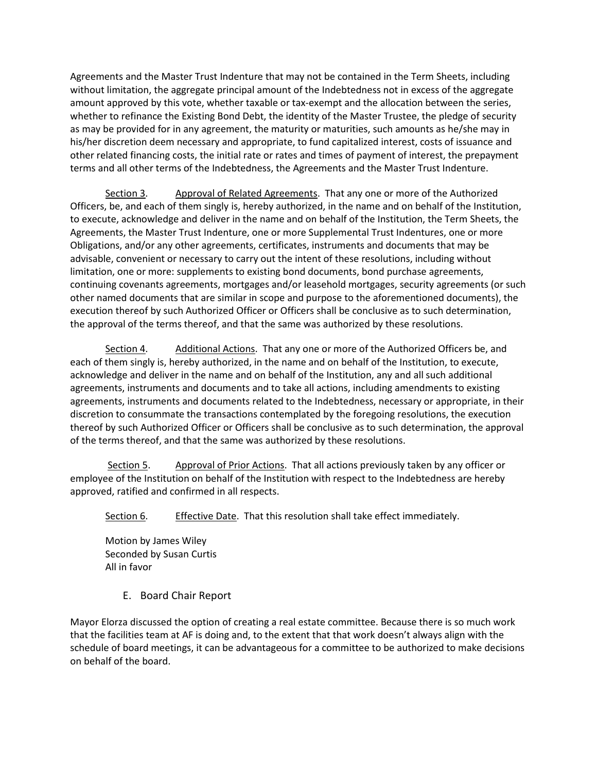Agreements and the Master Trust Indenture that may not be contained in the Term Sheets, including without limitation, the aggregate principal amount of the Indebtedness not in excess of the aggregate amount approved by this vote, whether taxable or tax-exempt and the allocation between the series, whether to refinance the Existing Bond Debt, the identity of the Master Trustee, the pledge of security as may be provided for in any agreement, the maturity or maturities, such amounts as he/she may in his/her discretion deem necessary and appropriate, to fund capitalized interest, costs of issuance and other related financing costs, the initial rate or rates and times of payment of interest, the prepayment terms and all other terms of the Indebtedness, the Agreements and the Master Trust Indenture.

Section 3. Approval of Related Agreements. That any one or more of the Authorized Officers, be, and each of them singly is, hereby authorized, in the name and on behalf of the Institution, to execute, acknowledge and deliver in the name and on behalf of the Institution, the Term Sheets, the Agreements, the Master Trust Indenture, one or more Supplemental Trust Indentures, one or more Obligations, and/or any other agreements, certificates, instruments and documents that may be advisable, convenient or necessary to carry out the intent of these resolutions, including without limitation, one or more: supplements to existing bond documents, bond purchase agreements, continuing covenants agreements, mortgages and/or leasehold mortgages, security agreements (or such other named documents that are similar in scope and purpose to the aforementioned documents), the execution thereof by such Authorized Officer or Officers shall be conclusive as to such determination, the approval of the terms thereof, and that the same was authorized by these resolutions.

Section 4. Additional Actions. That any one or more of the Authorized Officers be, and each of them singly is, hereby authorized, in the name and on behalf of the Institution, to execute, acknowledge and deliver in the name and on behalf of the Institution, any and all such additional agreements, instruments and documents and to take all actions, including amendments to existing agreements, instruments and documents related to the Indebtedness, necessary or appropriate, in their discretion to consummate the transactions contemplated by the foregoing resolutions, the execution thereof by such Authorized Officer or Officers shall be conclusive as to such determination, the approval of the terms thereof, and that the same was authorized by these resolutions.

Section 5. Approval of Prior Actions. That all actions previously taken by any officer or employee of the Institution on behalf of the Institution with respect to the Indebtedness are hereby approved, ratified and confirmed in all respects.

Section 6. Effective Date. That this resolution shall take effect immediately.

Motion by James Wiley
Seconded by Susan Curtis
All in favor

E. Board Chair Report

Mayor Elorza discussed the option of creating a real estate committee. Because there is so much work that the facilities team at AF is doing and, to the extent that that work doesn't always align with the schedule of board meetings, it can be advantageous for a committee to be authorized to make decisions on behalf of the board.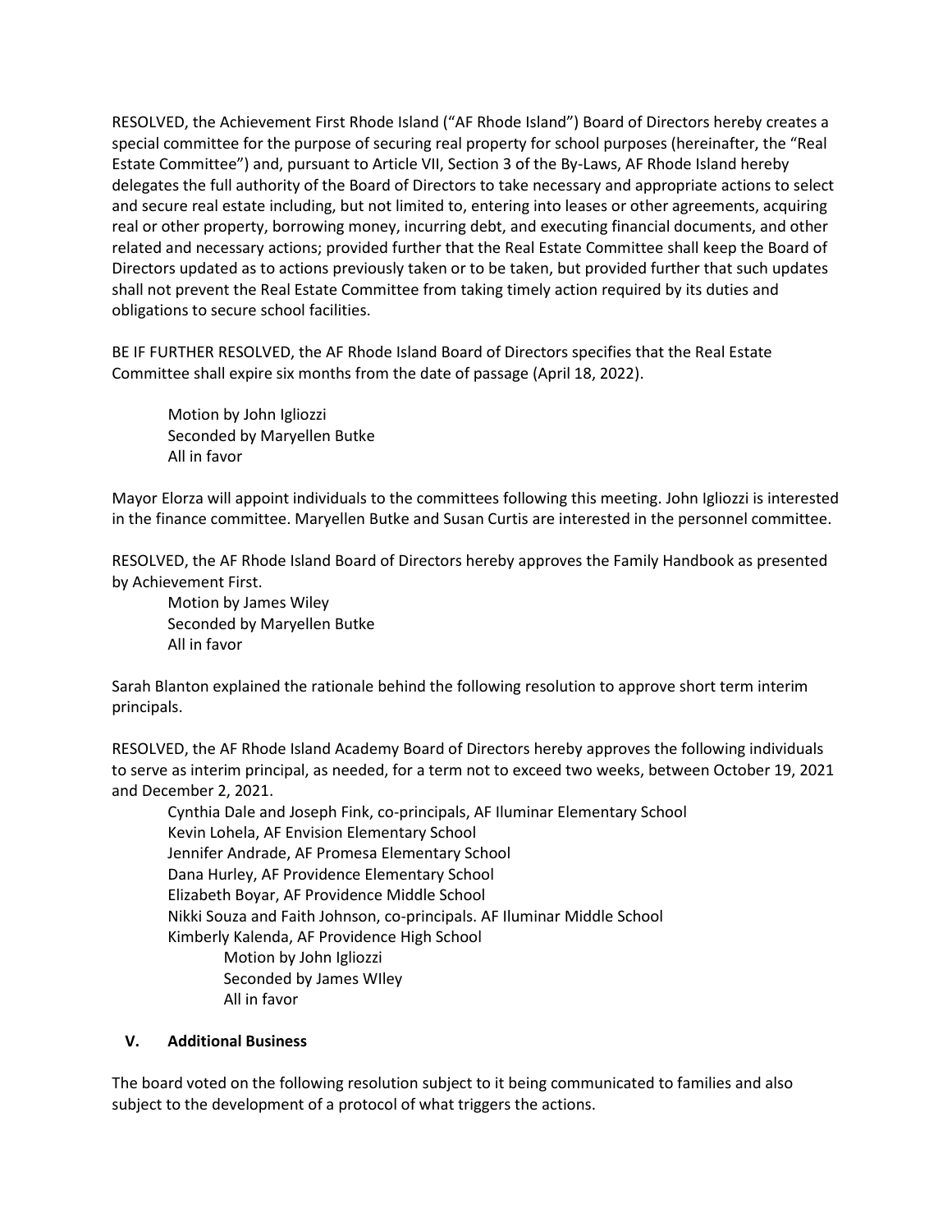RESOLVED, the Achievement First Rhode Island ("AF Rhode Island") Board of Directors hereby creates a special committee for the purpose of securing real property for school purposes (hereinafter, the "Real Estate Committee") and, pursuant to Article VII, Section 3 of the By-Laws, AF Rhode Island hereby delegates the full authority of the Board of Directors to take necessary and appropriate actions to select and secure real estate including, but not limited to, entering into leases or other agreements, acquiring real or other property, borrowing money, incurring debt, and executing financial documents, and other related and necessary actions; provided further that the Real Estate Committee shall keep the Board of Directors updated as to actions previously taken or to be taken, but provided further that such updates shall not prevent the Real Estate Committee from taking timely action required by its duties and obligations to secure school facilities.

BE IF FURTHER RESOLVED, the AF Rhode Island Board of Directors specifies that the Real Estate Committee shall expire six months from the date of passage (April 18, 2022).

> Motion by John Igliozzi
> Seconded by Maryellen Butke
> All in favor

Mayor Elorza will appoint individuals to the committees following this meeting. John Igliozzi is interested in the finance committee. Maryellen Butke and Susan Curtis are interested in the personnel committee.

RESOLVED, the AF Rhode Island Board of Directors hereby approves the Family Handbook as presented by Achievement First.

> Motion by James Wiley
> Seconded by Maryellen Butke
> All in favor

Sarah Blanton explained the rationale behind the following resolution to approve short term interim principals.

RESOLVED, the AF Rhode Island Academy Board of Directors hereby approves the following individuals to serve as interim principal, as needed, for a term not to exceed two weeks, between October 19, 2021 and December 2, 2021.

> Cynthia Dale and Joseph Fink, co-principals, AF Iluminar Elementary School
> Kevin Lohela, AF Envision Elementary School
> Jennifer Andrade, AF Promesa Elementary School
> Dana Hurley, AF Providence Elementary School
> Elizabeth Boyar, AF Providence Middle School
> Nikki Souza and Faith Johnson, co-principals. AF Iluminar Middle School
> Kimberly Kalenda, AF Providence High School
>
> > Motion by John Igliozzi
> > Seconded by James WIley
> > All in favor

## V. Additional Business

The board voted on the following resolution subject to it being communicated to families and also subject to the development of a protocol of what triggers the actions.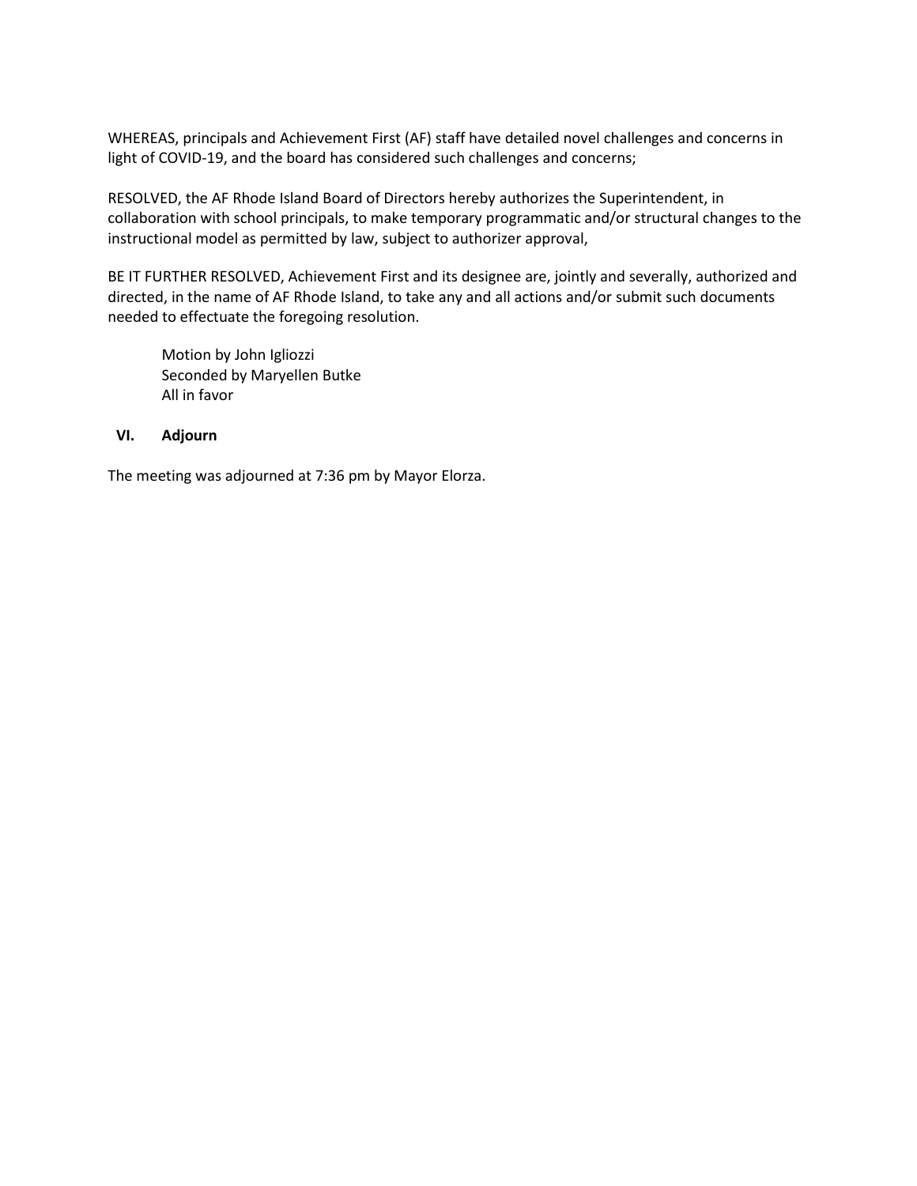WHEREAS, principals and Achievement First (AF) staff have detailed novel challenges and concerns in light of COVID-19, and the board has considered such challenges and concerns;

RESOLVED, the AF Rhode Island Board of Directors hereby authorizes the Superintendent, in collaboration with school principals, to make temporary programmatic and/or structural changes to the instructional model as permitted by law, subject to authorizer approval,

BE IT FURTHER RESOLVED, Achievement First and its designee are, jointly and severally, authorized and directed, in the name of AF Rhode Island, to take any and all actions and/or submit such documents needed to effectuate the foregoing resolution.

Motion by John Igliozzi
Seconded by Maryellen Butke
All in favor

## VI. Adjourn

The meeting was adjourned at 7:36 pm by Mayor Elorza.